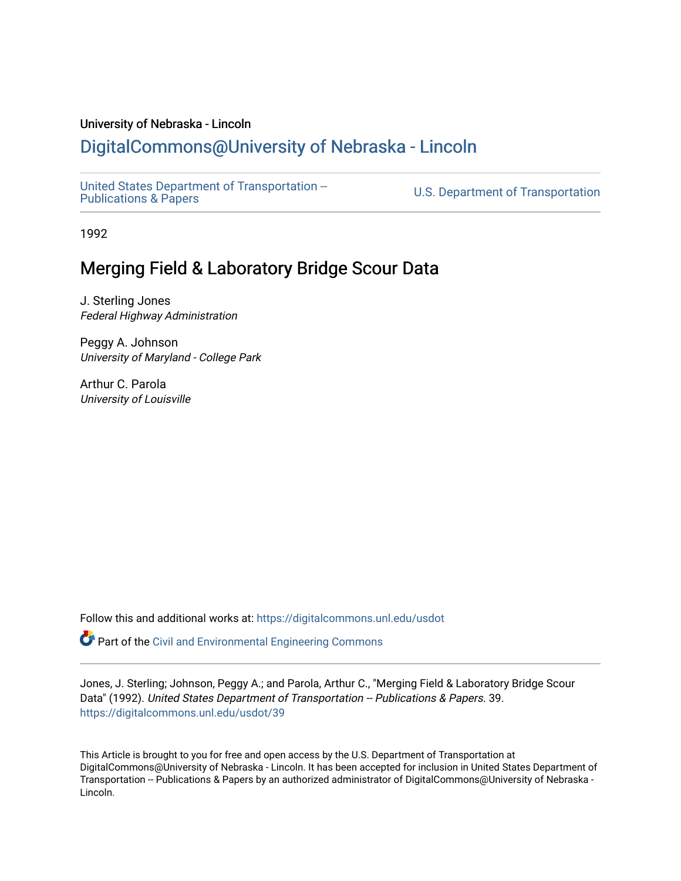University of Nebraska - Lincoln

## DigitalCommons@University of Nebraska - Lincoln

United States Department of Transportation -- Publications & Papers

U.S. Department of Transportation

1992

# Merging Field & Laboratory Bridge Scour Data

J. Sterling Jones
*Federal Highway Administration*

Peggy A. Johnson
*University of Maryland - College Park*

Arthur C. Parola
*University of Louisville*

Follow this and additional works at: https://digitalcommons.unl.edu/usdot

Part of the Civil and Environmental Engineering Commons

Jones, J. Sterling; Johnson, Peggy A.; and Parola, Arthur C., "Merging Field & Laboratory Bridge Scour Data" (1992). *United States Department of Transportation -- Publications & Papers*. 39.
https://digitalcommons.unl.edu/usdot/39

This Article is brought to you for free and open access by the U.S. Department of Transportation at DigitalCommons@University of Nebraska - Lincoln. It has been accepted for inclusion in United States Department of Transportation -- Publications & Papers by an authorized administrator of DigitalCommons@University of Nebraska - Lincoln.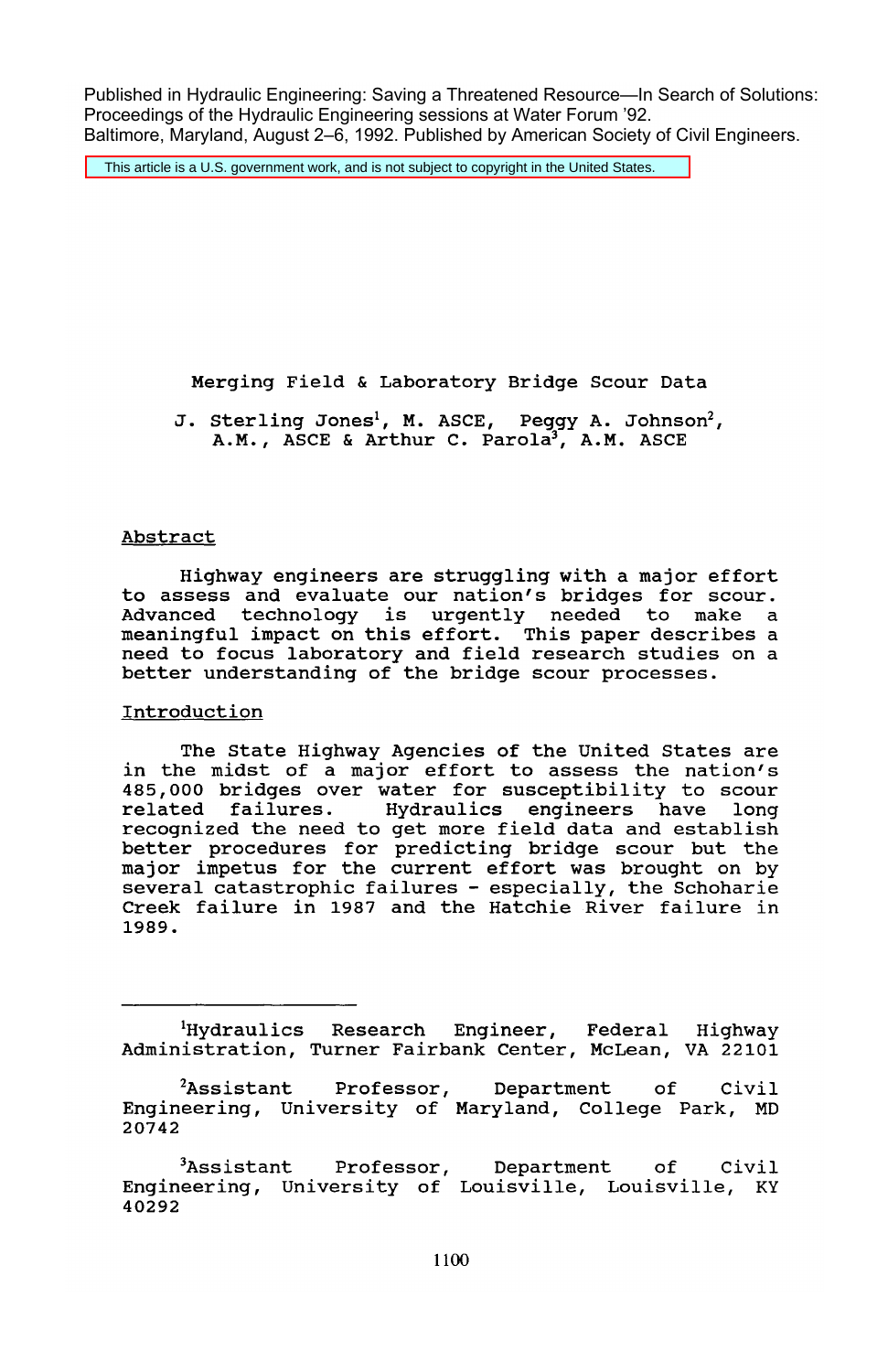Published in Hydraulic Engineering: Saving a Threatened Resource—In Search of Solutions: Proceedings of the Hydraulic Engineering sessions at Water Forum '92. Baltimore, Maryland, August 2–6, 1992. Published by American Society of Civil Engineers.

This article is a U.S. government work, and is not subject to copyright in the United States.

# Merging Field & Laboratory Bridge Scour Data

J. Sterling Jones[1], M. ASCE, Peggy A. Johnson[2], A.M., ASCE & Arthur C. Parola[3], A.M. ASCE

## Abstract

Highway engineers are struggling with a major effort to assess and evaluate our nation's bridges for scour. Advanced technology is urgently needed to make a meaningful impact on this effort. This paper describes a need to focus laboratory and field research studies on a better understanding of the bridge scour processes.

## Introduction

The State Highway Agencies of the United States are in the midst of a major effort to assess the nation's 485,000 bridges over water for susceptibility to scour related failures. Hydraulics engineers have long recognized the need to get more field data and establish better procedures for predicting bridge scour but the major impetus for the current effort was brought on by several catastrophic failures - especially, the Schoharie Creek failure in 1987 and the Hatchie River failure in 1989.

---

[1]Hydraulics Research Engineer, Federal Highway Administration, Turner Fairbank Center, McLean, VA 22101

[2]Assistant Professor, Department of Civil Engineering, University of Maryland, College Park, MD 20742

[3]Assistant Professor, Department of Civil Engineering, University of Louisville, Louisville, KY 40292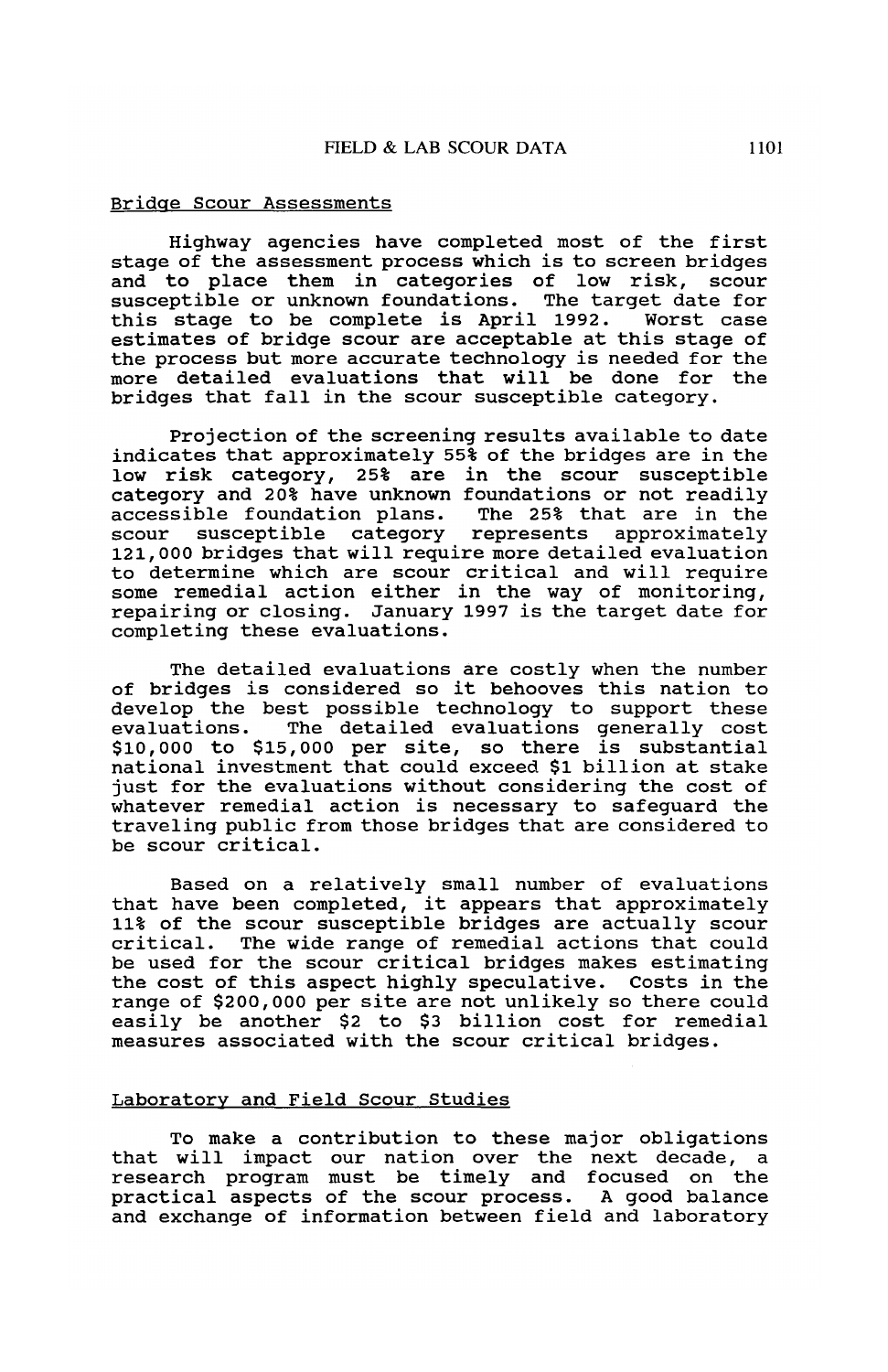## Bridge Scour Assessments

Highway agencies have completed most of the first stage of the assessment process which is to screen bridges and to place them in categories of low risk, scour susceptible or unknown foundations. The target date for this stage to be complete is April 1992. Worst case estimates of bridge scour are acceptable at this stage of the process but more accurate technology is needed for the more detailed evaluations that will be done for the bridges that fall in the scour susceptible category.

Projection of the screening results available to date indicates that approximately 55% of the bridges are in the low risk category, 25% are in the scour susceptible category and 20% have unknown foundations or not readily accessible foundation plans. The 25% that are in the scour susceptible category represents approximately 121,000 bridges that will require more detailed evaluation to determine which are scour critical and will require some remedial action either in the way of monitoring, repairing or closing. January 1997 is the target date for completing these evaluations.

The detailed evaluations are costly when the number of bridges is considered so it behooves this nation to develop the best possible technology to support these evaluations. The detailed evaluations generally cost $10,000 to $15,000 per site, so there is substantial national investment that could exceed $1 billion at stake just for the evaluations without considering the cost of whatever remedial action is necessary to safeguard the traveling public from those bridges that are considered to be scour critical.

Based on a relatively small number of evaluations that have been completed, it appears that approximately 11% of the scour susceptible bridges are actually scour critical. The wide range of remedial actions that could be used for the scour critical bridges makes estimating the cost of this aspect highly speculative. Costs in the range of $200,000 per site are not unlikely so there could easily be another $2 to $3 billion cost for remedial measures associated with the scour critical bridges.

## Laboratory and Field Scour Studies

To make a contribution to these major obligations that will impact our nation over the next decade, a research program must be timely and focused on the practical aspects of the scour process. A good balance and exchange of information between field and laboratory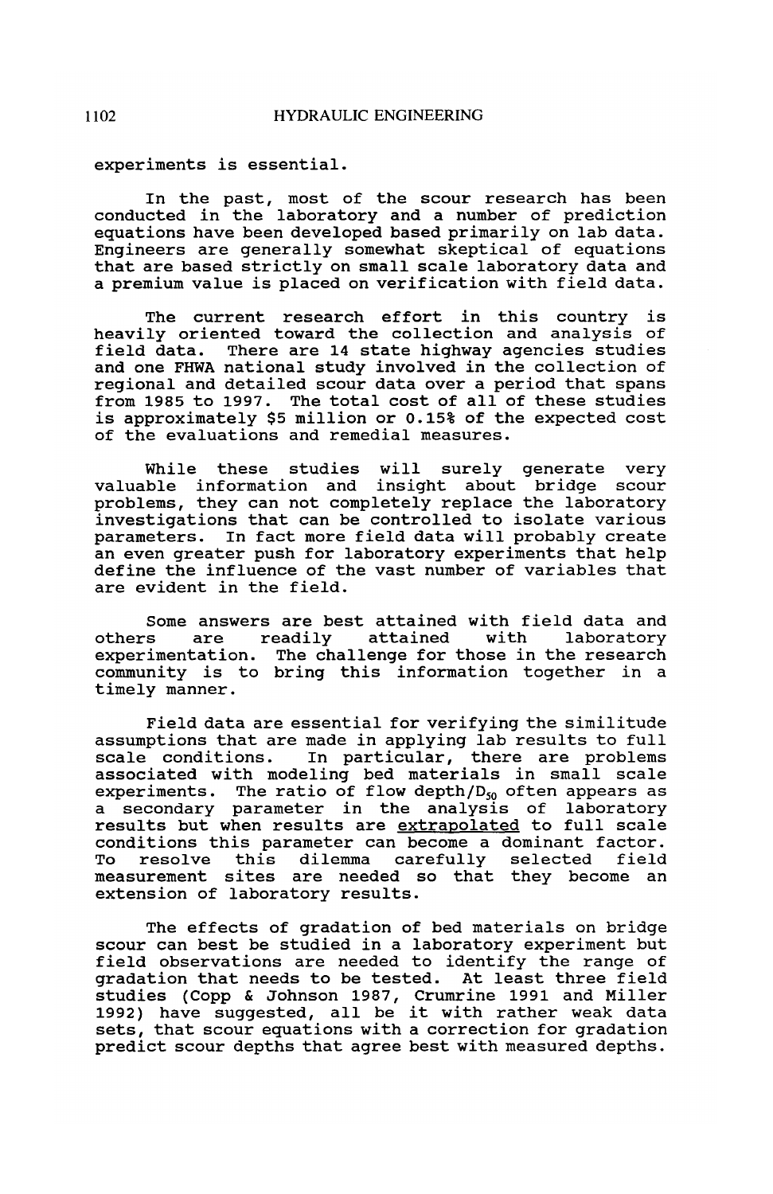experiments is essential.

In the past, most of the scour research has been conducted in the laboratory and a number of prediction equations have been developed based primarily on lab data. Engineers are generally somewhat skeptical of equations that are based strictly on small scale laboratory data and a premium value is placed on verification with field data.

The current research effort in this country is heavily oriented toward the collection and analysis of field data. There are 14 state highway agencies studies and one FHWA national study involved in the collection of regional and detailed scour data over a period that spans from 1985 to 1997. The total cost of all of these studies is approximately $5 million or 0.15% of the expected cost of the evaluations and remedial measures.

While these studies will surely generate very valuable information and insight about bridge scour problems, they can not completely replace the laboratory investigations that can be controlled to isolate various parameters. In fact more field data will probably create an even greater push for laboratory experiments that help define the influence of the vast number of variables that are evident in the field.

Some answers are best attained with field data and others are readily attained with laboratory experimentation. The challenge for those in the research community is to bring this information together in a timely manner.

Field data are essential for verifying the similitude assumptions that are made in applying lab results to full scale conditions. In particular, there are problems associated with modeling bed materials in small scale experiments. The ratio of flow depth/$D_{50}$ often appears as a secondary parameter in the analysis of laboratory results but when results are <u>extrapolated</u> to full scale conditions this parameter can become a dominant factor. To resolve this dilemma carefully selected field measurement sites are needed so that they become an extension of laboratory results.

The effects of gradation of bed materials on bridge scour can best be studied in a laboratory experiment but field observations are needed to identify the range of gradation that needs to be tested. At least three field studies (Copp & Johnson 1987, Crumrine 1991 and Miller 1992) have suggested, all be it with rather weak data sets, that scour equations with a correction for gradation predict scour depths that agree best with measured depths.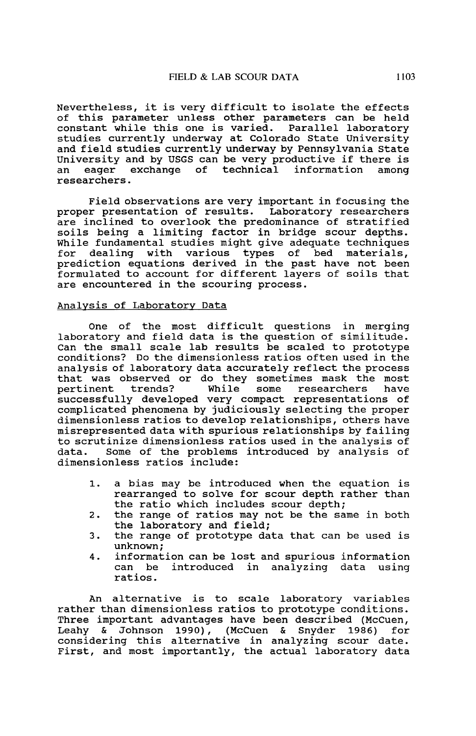Nevertheless, it is very difficult to isolate the effects of this parameter unless other parameters can be held constant while this one is varied. Parallel laboratory studies currently underway at Colorado State University and field studies currently underway by Pennsylvania State University and by USGS can be very productive if there is an eager exchange of technical information among researchers.

Field observations are very important in focusing the proper presentation of results. Laboratory researchers are inclined to overlook the predominance of stratified soils being a limiting factor in bridge scour depths. While fundamental studies might give adequate techniques for dealing with various types of bed materials, prediction equations derived in the past have not been formulated to account for different layers of soils that are encountered in the scouring process.

## Analysis of Laboratory Data

One of the most difficult questions in merging laboratory and field data is the question of similitude. Can the small scale lab results be scaled to prototype conditions? Do the dimensionless ratios often used in the analysis of laboratory data accurately reflect the process that was observed or do they sometimes mask the most pertinent trends? While some researchers have successfully developed very compact representations of complicated phenomena by judiciously selecting the proper dimensionless ratios to develop relationships, others have misrepresented data with spurious relationships by failing to scrutinize dimensionless ratios used in the analysis of data. Some of the problems introduced by analysis of dimensionless ratios include:

1. a bias may be introduced when the equation is rearranged to solve for scour depth rather than the ratio which includes scour depth;
2. the range of ratios may not be the same in both the laboratory and field;
3. the range of prototype data that can be used is unknown;
4. information can be lost and spurious information can be introduced in analyzing data using ratios.

An alternative is to scale laboratory variables rather than dimensionless ratios to prototype conditions. Three important advantages have been described (McCuen, Leahy & Johnson 1990), (McCuen & Snyder 1986) for considering this alternative in analyzing scour date. First, and most importantly, the actual laboratory data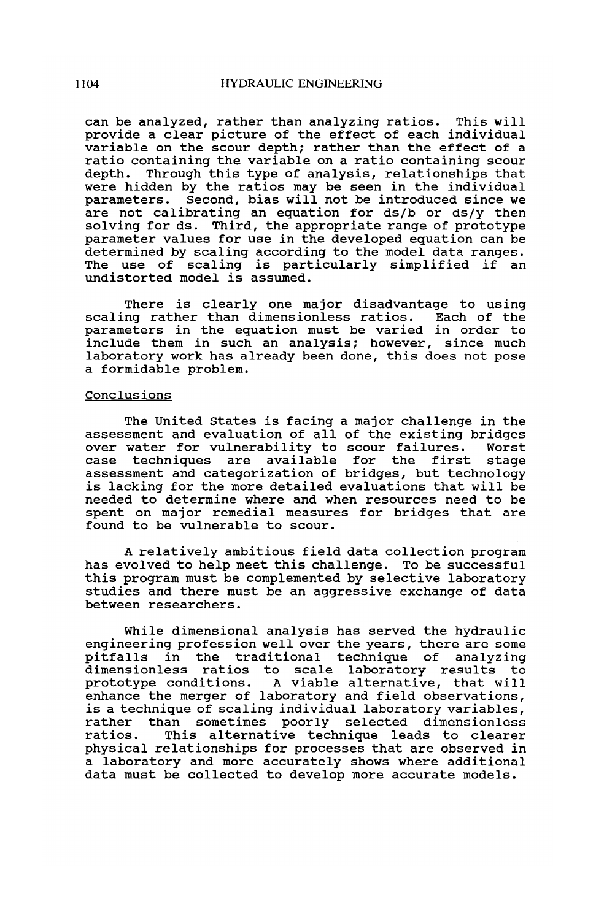can be analyzed, rather than analyzing ratios. This will provide a clear picture of the effect of each individual variable on the scour depth; rather than the effect of a ratio containing the variable on a ratio containing scour depth. Through this type of analysis, relationships that were hidden by the ratios may be seen in the individual parameters. Second, bias will not be introduced since we are not calibrating an equation for ds/b or ds/y then solving for ds. Third, the appropriate range of prototype parameter values for use in the developed equation can be determined by scaling according to the model data ranges. The use of scaling is particularly simplified if an undistorted model is assumed.

There is clearly one major disadvantage to using scaling rather than dimensionless ratios. Each of the parameters in the equation must be varied in order to include them in such an analysis; however, since much laboratory work has already been done, this does not pose a formidable problem.

## Conclusions

The United States is facing a major challenge in the assessment and evaluation of all of the existing bridges over water for vulnerability to scour failures. Worst case techniques are available for the first stage assessment and categorization of bridges, but technology is lacking for the more detailed evaluations that will be needed to determine where and when resources need to be spent on major remedial measures for bridges that are found to be vulnerable to scour.

A relatively ambitious field data collection program has evolved to help meet this challenge. To be successful this program must be complemented by selective laboratory studies and there must be an aggressive exchange of data between researchers.

While dimensional analysis has served the hydraulic engineering profession well over the years, there are some pitfalls in the traditional technique of analyzing dimensionless ratios to scale laboratory results to prototype conditions. A viable alternative, that will enhance the merger of laboratory and field observations, is a technique of scaling individual laboratory variables, rather than sometimes poorly selected dimensionless ratios. This alternative technique leads to clearer physical relationships for processes that are observed in a laboratory and more accurately shows where additional data must be collected to develop more accurate models.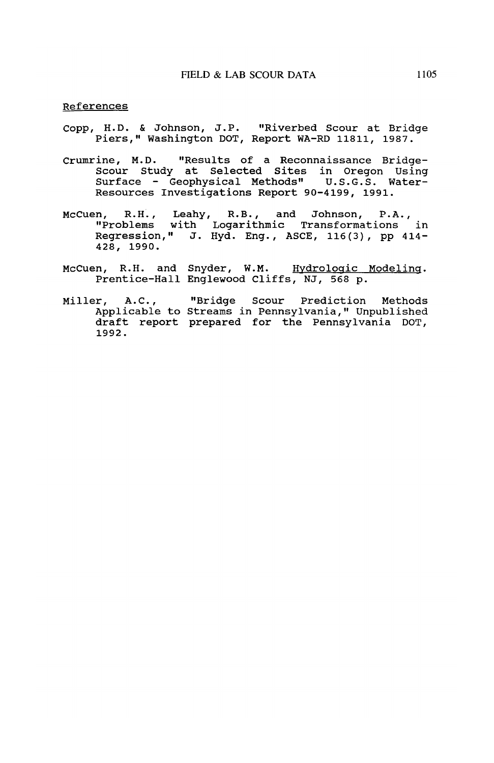References

Copp, H.D. & Johnson, J.P. "Riverbed Scour at Bridge Piers," Washington DOT, Report WA-RD 11811, 1987.

Crumrine, M.D. "Results of a Reconnaissance Bridge-Scour Study at Selected Sites in Oregon Using Surface - Geophysical Methods" U.S.G.S. Water-Resources Investigations Report 90-4199, 1991.

McCuen, R.H., Leahy, R.B., and Johnson, P.A., "Problems with Logarithmic Transformations in Regression," J. Hyd. Eng., ASCE, 116(3), pp 414-428, 1990.

McCuen, R.H. and Snyder, W.M. Hydrologic Modeling. Prentice-Hall Englewood Cliffs, NJ, 568 p.

Miller, A.C., "Bridge Scour Prediction Methods Applicable to Streams in Pennsylvania," Unpublished draft report prepared for the Pennsylvania DOT, 1992.